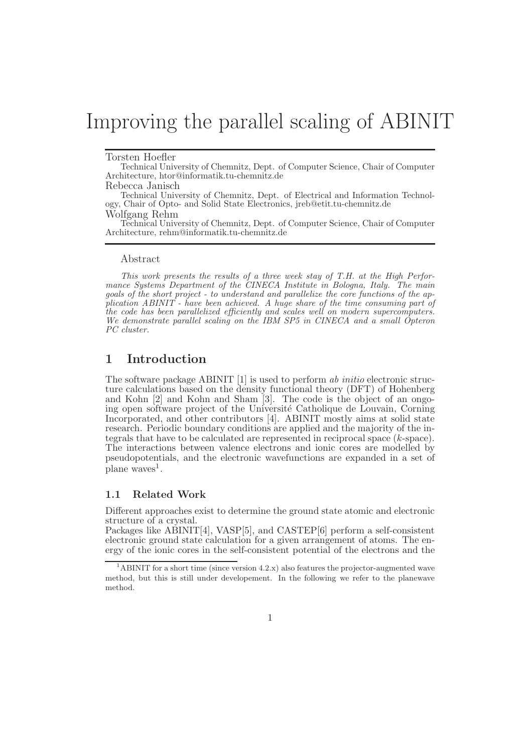# Improving the parallel scaling of ABINIT

Torsten Hoefler
Technical University of Chemnitz, Dept. of Computer Science, Chair of Computer Architecture, htor@informatik.tu-chemnitz.de

Rebecca Janisch
Technical University of Chemnitz, Dept. of Electrical and Information Technology, Chair of Opto- and Solid State Electronics, jreb@etit.tu-chemnitz.de

Wolfgang Rehm
Technical University of Chemnitz, Dept. of Computer Science, Chair of Computer Architecture, rehm@informatik.tu-chemnitz.de

## Abstract

*This work presents the results of a three week stay of T.H. at the High Performance Systems Department of the CINECA Institute in Bologna, Italy. The main goals of the short project - to understand and parallelize the core functions of the application ABINIT - have been achieved. A huge share of the time consuming part of the code has been parallelized efficiently and scales well on modern supercomputers. We demonstrate parallel scaling on the IBM SP5 in CINECA and a small Opteron PC cluster.*

## 1 Introduction

The software package ABINIT [1] is used to perform *ab initio* electronic structure calculations based on the density functional theory (DFT) of Hohenberg and Kohn [2] and Kohn and Sham [3]. The code is the object of an ongoing open software project of the Université Catholique de Louvain, Corning Incorporated, and other contributors [4]. ABINIT mostly aims at solid state research. Periodic boundary conditions are applied and the majority of the integrals that have to be calculated are represented in reciprocal space ($k$-space). The interactions between valence electrons and ionic cores are modelled by pseudopotentials, and the electronic wavefunctions are expanded in a set of plane waves[1].

### 1.1 Related Work

Different approaches exist to determine the ground state atomic and electronic structure of a crystal.
Packages like ABINIT[4], VASP[5], and CASTEP[6] perform a self-consistent electronic ground state calculation for a given arrangement of atoms. The energy of the ionic cores in the self-consistent potential of the electrons and the

[1] ABINIT for a short time (since version 4.2.x) also features the projector-augmented wave method, but this is still under developement. In the following we refer to the planewave method.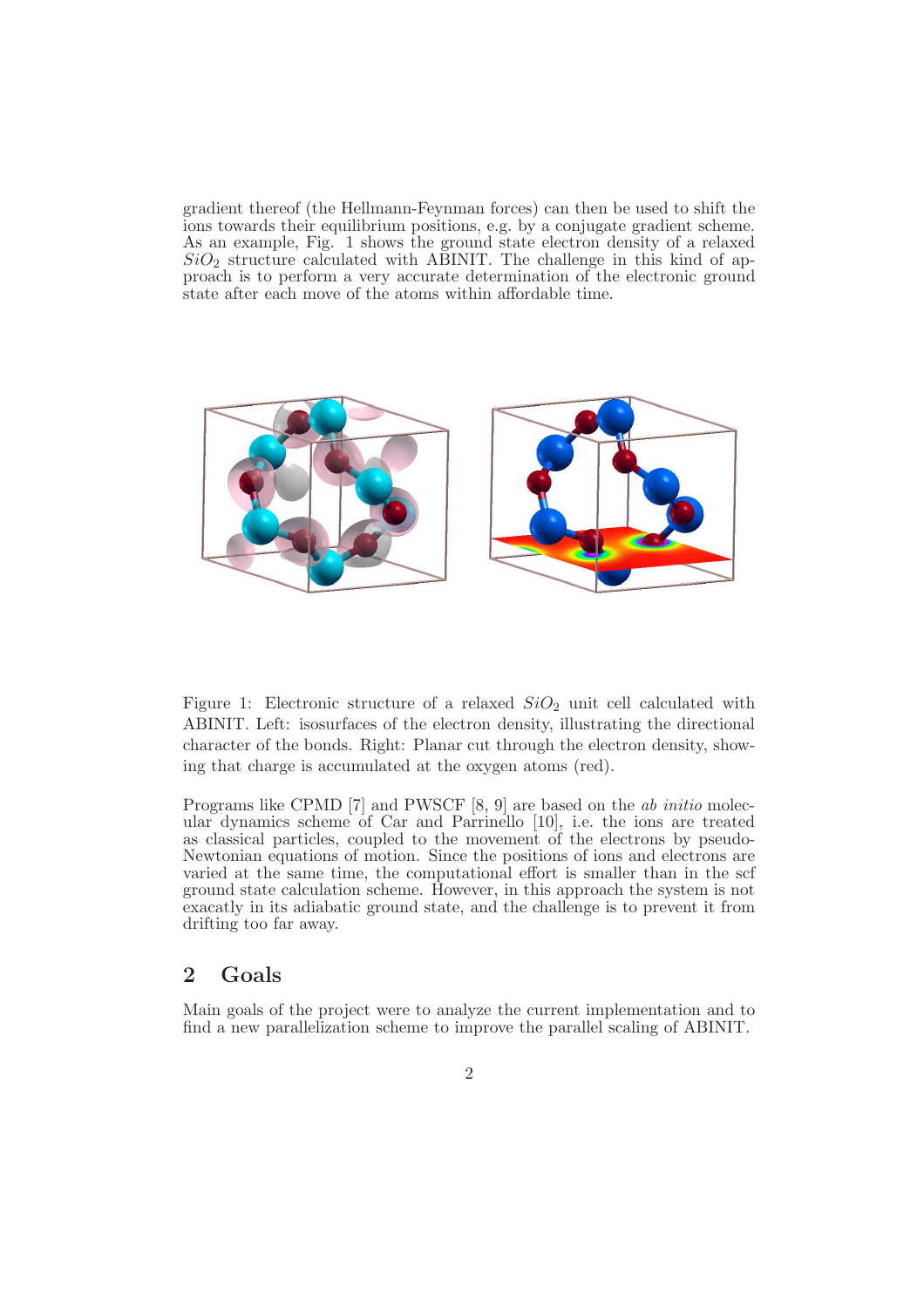gradient thereof (the Hellmann-Feynman forces) can then be used to shift the ions towards their equilibrium positions, e.g. by a conjugate gradient scheme. As an example, Fig. 1 shows the ground state electron density of a relaxed $SiO_2$ structure calculated with ABINIT. The challenge in this kind of approach is to perform a very accurate determination of the electronic ground state after each move of the atoms within affordable time.

Figure 1: Electronic structure of a relaxed $SiO_2$ unit cell calculated with ABINIT. Left: isosurfaces of the electron density, illustrating the directional character of the bonds. Right: Planar cut through the electron density, showing that charge is accumulated at the oxygen atoms (red).

Programs like CPMD [7] and PWSCF [8, 9] are based on the *ab initio* molecular dynamics scheme of Car and Parrinello [10], i.e. the ions are treated as classical particles, coupled to the movement of the electrons by pseudo-Newtonian equations of motion. Since the positions of ions and electrons are varied at the same time, the computational effort is smaller than in the scf ground state calculation scheme. However, in this approach the system is not exacatly in its adiabatic ground state, and the challenge is to prevent it from drifting too far away.

## 2 Goals

Main goals of the project were to analyze the current implementation and to find a new parallelization scheme to improve the parallel scaling of ABINIT.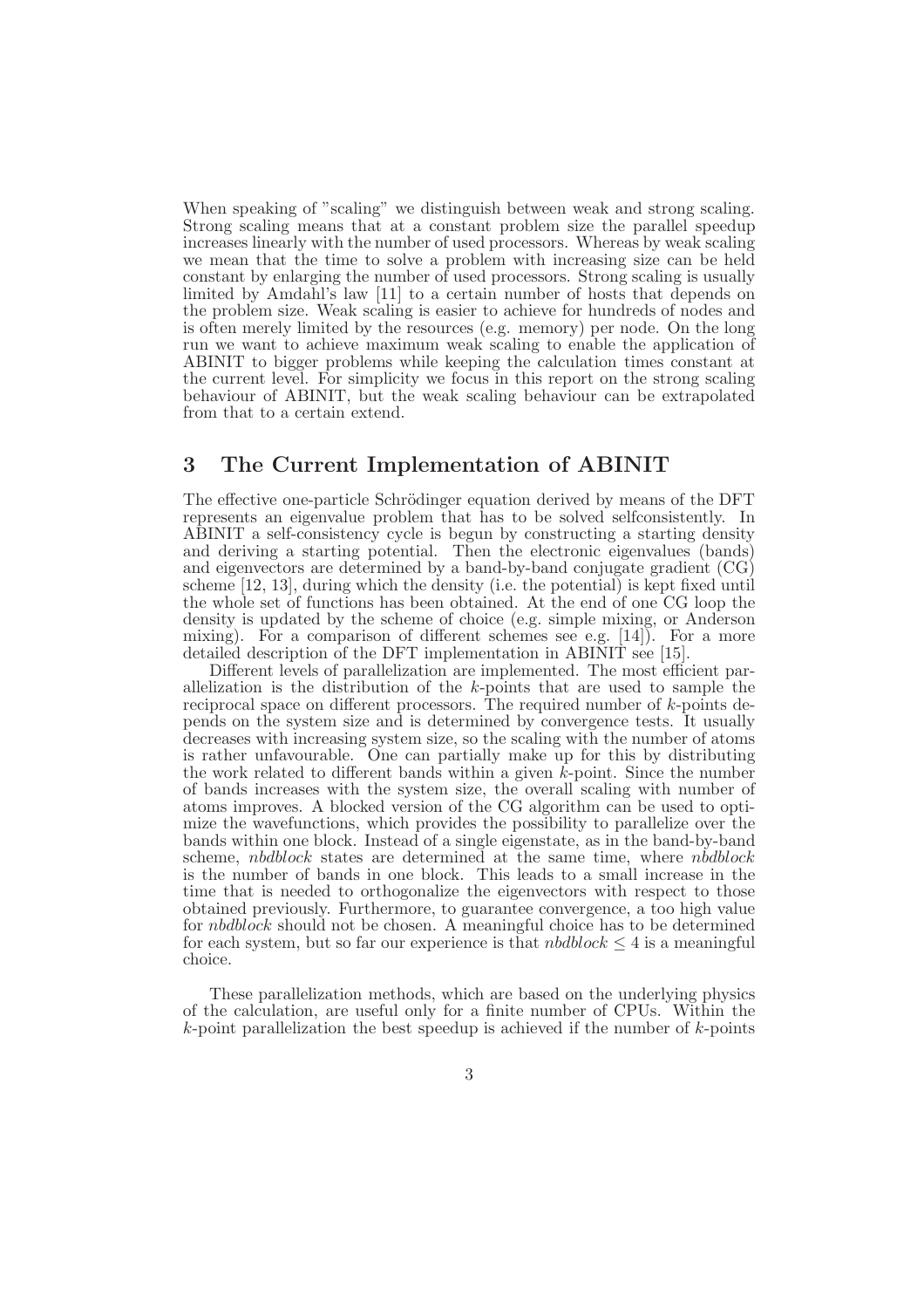When speaking of "scaling" we distinguish between weak and strong scaling. Strong scaling means that at a constant problem size the parallel speedup increases linearly with the number of used processors. Whereas by weak scaling we mean that the time to solve a problem with increasing size can be held constant by enlarging the number of used processors. Strong scaling is usually limited by Amdahl's law [11] to a certain number of hosts that depends on the problem size. Weak scaling is easier to achieve for hundreds of nodes and is often merely limited by the resources (e.g. memory) per node. On the long run we want to achieve maximum weak scaling to enable the application of ABINIT to bigger problems while keeping the calculation times constant at the current level. For simplicity we focus in this report on the strong scaling behaviour of ABINIT, but the weak scaling behaviour can be extrapolated from that to a certain extend.

# 3 The Current Implementation of ABINIT

The effective one-particle Schrödinger equation derived by means of the DFT represents an eigenvalue problem that has to be solved selfconsistently. In ABINIT a self-consistency cycle is begun by constructing a starting density and deriving a starting potential. Then the electronic eigenvalues (bands) and eigenvectors are determined by a band-by-band conjugate gradient (CG) scheme [12, 13], during which the density (i.e. the potential) is kept fixed until the whole set of functions has been obtained. At the end of one CG loop the density is updated by the scheme of choice (e.g. simple mixing, or Anderson mixing). For a comparison of different schemes see e.g. [14]). For a more detailed description of the DFT implementation in ABINIT see [15].

Different levels of parallelization are implemented. The most efficient parallelization is the distribution of the $k$-points that are used to sample the reciprocal space on different processors. The required number of $k$-points depends on the system size and is determined by convergence tests. It usually decreases with increasing system size, so the scaling with the number of atoms is rather unfavourable. One can partially make up for this by distributing the work related to different bands within a given $k$-point. Since the number of bands increases with the system size, the overall scaling with number of atoms improves. A blocked version of the CG algorithm can be used to optimize the wavefunctions, which provides the possibility to parallelize over the bands within one block. Instead of a single eigenstate, as in the band-by-band scheme, *nbdblock* states are determined at the same time, where *nbdblock* is the number of bands in one block. This leads to a small increase in the time that is needed to orthogonalize the eigenvectors with respect to those obtained previously. Furthermore, to guarantee convergence, a too high value for *nbdblock* should not be chosen. A meaningful choice has to be determined for each system, but so far our experience is that $nbdblock \leq 4$ is a meaningful choice.

These parallelization methods, which are based on the underlying physics of the calculation, are useful only for a finite number of CPUs. Within the $k$-point parallelization the best speedup is achieved if the number of $k$-points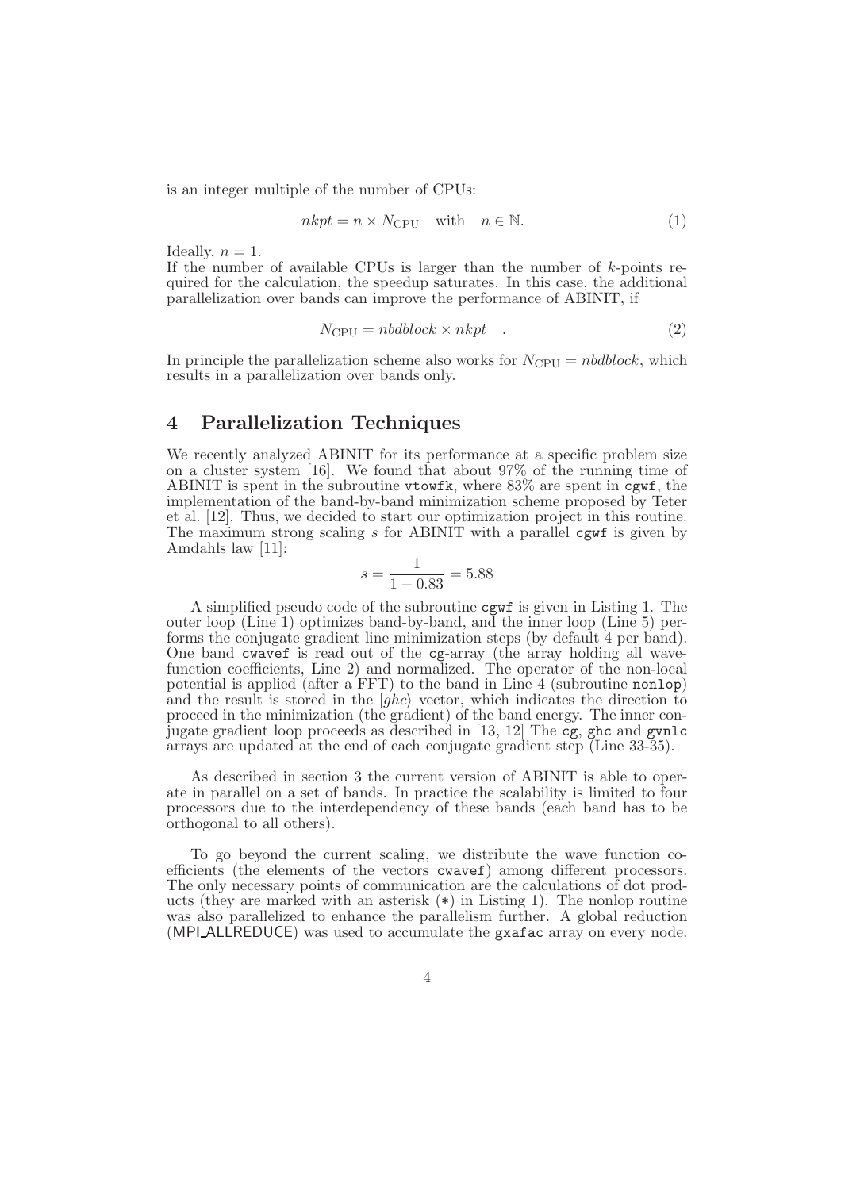is an integer multiple of the number of CPUs:

$$nkpt = n \times N_{\text{CPU}} \quad \text{with} \quad n \in \mathbb{N}. \tag{1}$$

Ideally, $n = 1$.
If the number of available CPUs is larger than the number of $k$-points required for the calculation, the speedup saturates. In this case, the additional parallelization over bands can improve the performance of ABINIT, if

$$N_{\text{CPU}} = nbdblock \times nkpt \quad . \tag{2}$$

In principle the parallelization scheme also works for $N_{\text{CPU}} = nbdblock$, which results in a parallelization over bands only.

## 4 Parallelization Techniques

We recently analyzed ABINIT for its performance at a specific problem size on a cluster system [16]. We found that about 97% of the running time of ABINIT is spent in the subroutine `vtowfk`, where 83% are spent in `cgwf`, the implementation of the band-by-band minimization scheme proposed by Teter et al. [12]. Thus, we decided to start our optimization project in this routine. The maximum strong scaling $s$ for ABINIT with a parallel `cgwf` is given by Amdahls law [11]:

$$s = \frac{1}{1 - 0.83} = 5.88$$

A simplified pseudo code of the subroutine `cgwf` is given in Listing 1. The outer loop (Line 1) optimizes band-by-band, and the inner loop (Line 5) performs the conjugate gradient line minimization steps (by default 4 per band). One band `cwavef` is read out of the `cg`-array (the array holding all wavefunction coefficients, Line 2) and normalized. The operator of the non-local potential is applied (after a FFT) to the band in Line 4 (subroutine `nonlop`) and the result is stored in the $|ghc\rangle$ vector, which indicates the direction to proceed in the minimization (the gradient) of the band energy. The inner conjugate gradient loop proceeds as described in [13, 12] The `cg`, `ghc` and `gvnlc` arrays are updated at the end of each conjugate gradient step (Line 33-35).

As described in section 3 the current version of ABINIT is able to operate in parallel on a set of bands. In practice the scalability is limited to four processors due to the interdependency of these bands (each band has to be orthogonal to all others).

To go beyond the current scaling, we distribute the wave function coefficients (the elements of the vectors `cwavef`) among different processors. The only necessary points of communication are the calculations of dot products (they are marked with an asterisk (`*`) in Listing 1). The nonlop routine was also parallelized to enhance the parallelism further. A global reduction (MPI_ALLREDUCE) was used to accumulate the `gxafac` array on every node.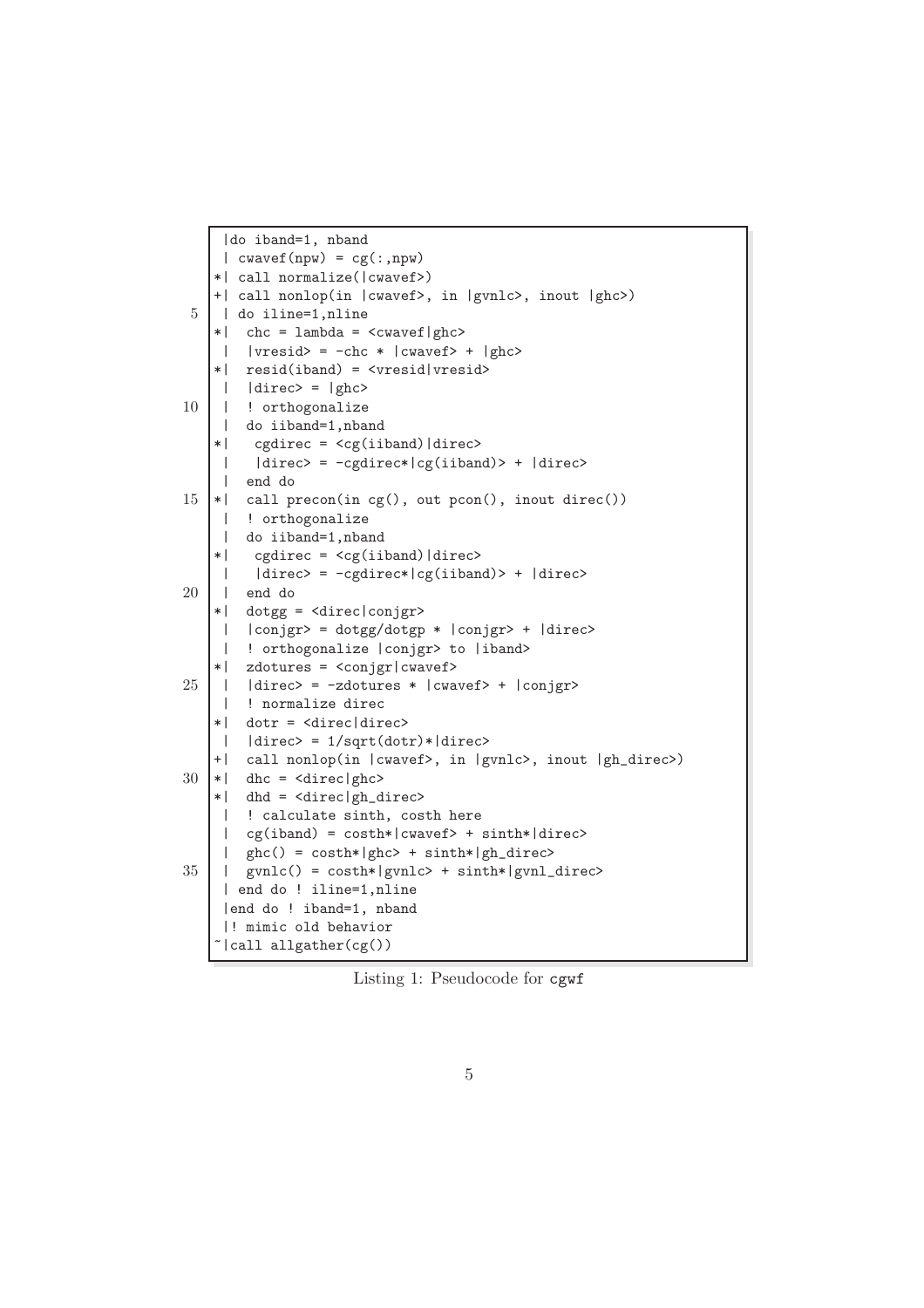```
 |do iband=1, nband
 | cwavef(npw) = cg(:,npw)
*| call normalize(|cwavef>)
+| call nonlop(in |cwavef>, in |gvnlc>, inout |ghc>)
 | do iline=1,nline
*|  chc = lambda = <cwavef|ghc>
 |  |vresid> = -chc * |cwavef> + |ghc>
*|  resid(iband) = <vresid|vresid>
 |  |direc> = |ghc>
 |  ! orthogonalize
 |  do iiband=1,nband
*|   cgdirec = <cg(iiband)|direc>
 |   |direc> = -cgdirec*|cg(iiband)> + |direc>
 |  end do
*|  call precon(in cg(), out pcon(), inout direc())
 |  ! orthogonalize
 |  do iiband=1,nband
*|   cgdirec = <cg(iiband)|direc>
 |   |direc> = -cgdirec*|cg(iiband)> + |direc>
 |  end do
*|  dotgg = <direc|conjgr>
 |  |conjgr> = dotgg/dotgp * |conjgr> + |direc>
 |  ! orthogonalize |conjgr> to |iband>
*|  zdotures = <conjgr|cwavef>
 |  |direc> = -zdotures * |cwavef> + |conjgr>
 |  ! normalize direc
*|  dotr = <direc|direc>
 |  |direc> = 1/sqrt(dotr)*|direc>
+|  call nonlop(in |cwavef>, in |gvnlc>, inout |gh_direc>)
*|  dhc = <direc|ghc>
*|  dhd = <direc|gh_direc>
 |  ! calculate sinth, costh here
 |  cg(iband) = costh*|cwavef> + sinth*|direc>
 |  ghc() = costh*|ghc> + sinth*|gh_direc>
 |  gvnlc() = costh*|gvnlc> + sinth*|gvnl_direc>
 | end do ! iline=1,nline
 |end do ! iband=1, nband
 |! mimic old behavior
~|call allgather(cg())
```

Listing 1: Pseudocode for `cgwf`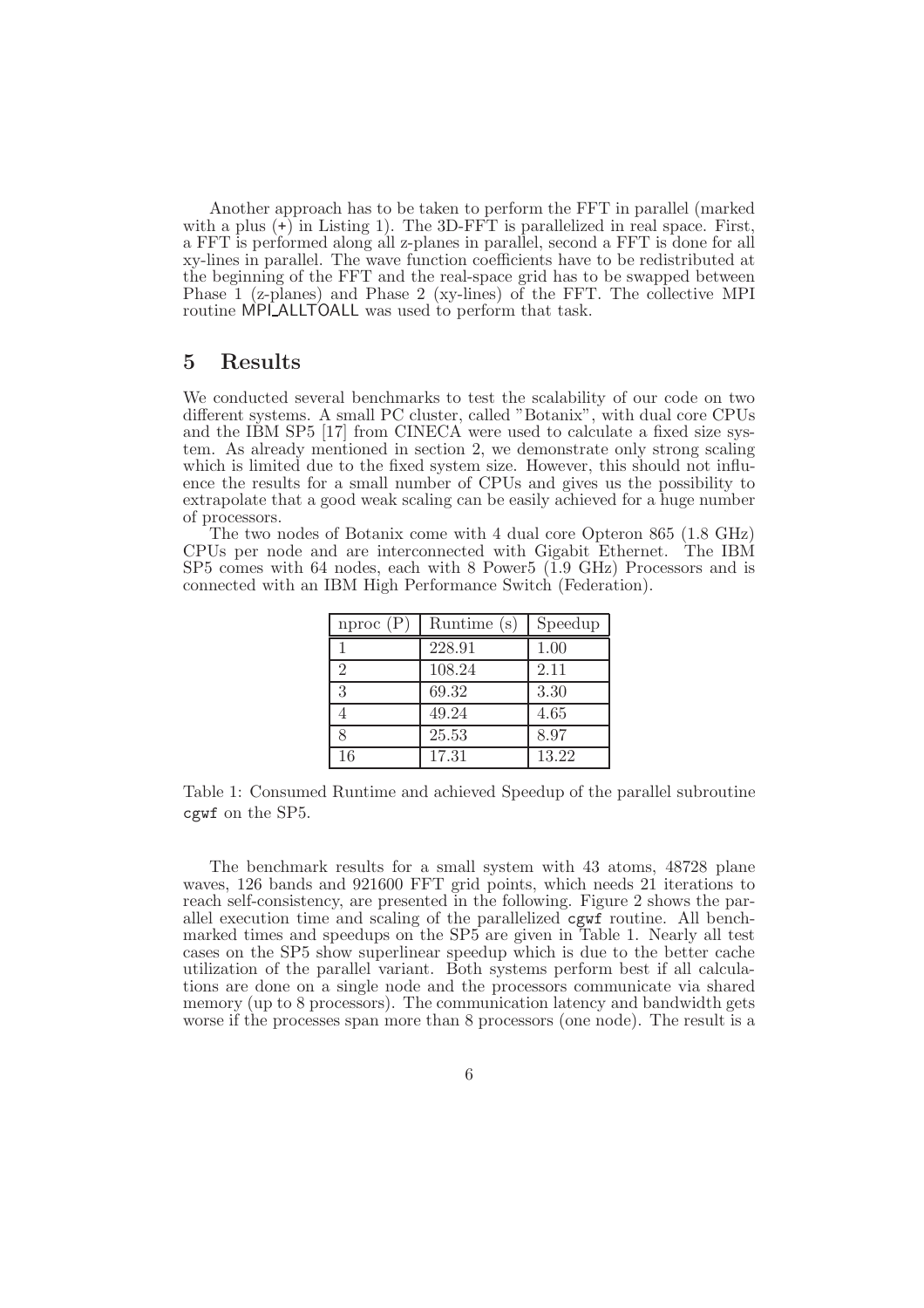Another approach has to be taken to perform the FFT in parallel (marked with a plus (+) in Listing 1). The 3D-FFT is parallelized in real space. First, a FFT is performed along all z-planes in parallel, second a FFT is done for all xy-lines in parallel. The wave function coefficients have to be redistributed at the beginning of the FFT and the real-space grid has to be swapped between Phase 1 (z-planes) and Phase 2 (xy-lines) of the FFT. The collective MPI routine MPI_ALLTOALL was used to perform that task.

## 5 Results

We conducted several benchmarks to test the scalability of our code on two different systems. A small PC cluster, called "Botanix", with dual core CPUs and the IBM SP5 [17] from CINECA were used to calculate a fixed size system. As already mentioned in section 2, we demonstrate only strong scaling which is limited due to the fixed system size. However, this should not influence the results for a small number of CPUs and gives us the possibility to extrapolate that a good weak scaling can be easily achieved for a huge number of processors.

The two nodes of Botanix come with 4 dual core Opteron 865 (1.8 GHz) CPUs per node and are interconnected with Gigabit Ethernet. The IBM SP5 comes with 64 nodes, each with 8 Power5 (1.9 GHz) Processors and is connected with an IBM High Performance Switch (Federation).

| nproc (P) | Runtime (s) | Speedup |
|---|---|---|
| 1 | 228.91 | 1.00 |
| 2 | 108.24 | 2.11 |
| 3 | 69.32 | 3.30 |
| 4 | 49.24 | 4.65 |
| 8 | 25.53 | 8.97 |
| 16 | 17.31 | 13.22 |

Table 1: Consumed Runtime and achieved Speedup of the parallel subroutine `cgwf` on the SP5.

The benchmark results for a small system with 43 atoms, 48728 plane waves, 126 bands and 921600 FFT grid points, which needs 21 iterations to reach self-consistency, are presented in the following. Figure 2 shows the parallel execution time and scaling of the parallelized `cgwf` routine. All benchmarked times and speedups on the SP5 are given in Table 1. Nearly all test cases on the SP5 show superlinear speedup which is due to the better cache utilization of the parallel variant. Both systems perform best if all calculations are done on a single node and the processors communicate via shared memory (up to 8 processors). The communication latency and bandwidth gets worse if the processes span more than 8 processors (one node). The result is a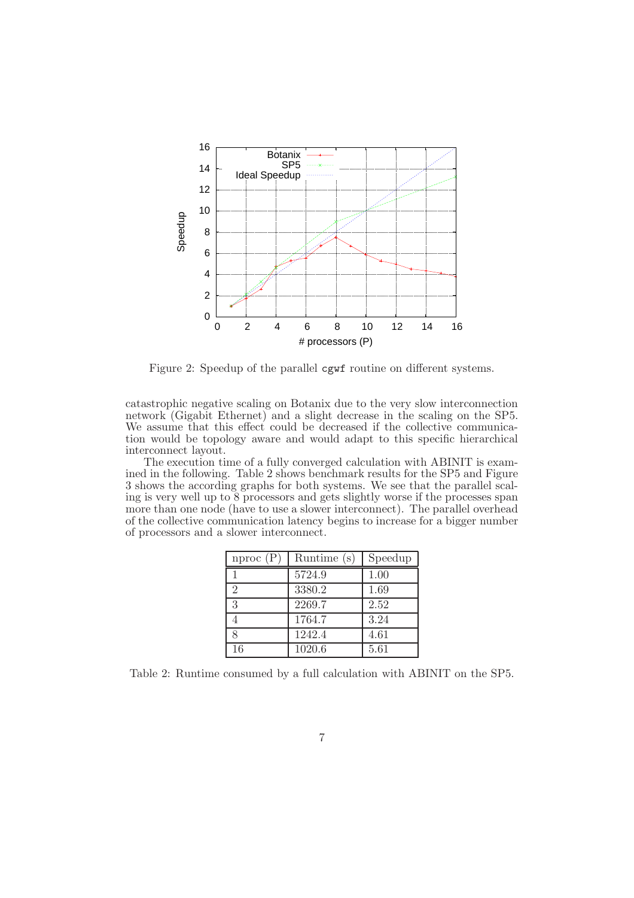Figure 2: Speedup of the parallel `cgwf` routine on different systems.

catastrophic negative scaling on Botanix due to the very slow interconnection network (Gigabit Ethernet) and a slight decrease in the scaling on the SP5. We assume that this effect could be decreased if the collective communication would be topology aware and would adapt to this specific hierarchical interconnect layout.

The execution time of a fully converged calculation with ABINIT is examined in the following. Table 2 shows benchmark results for the SP5 and Figure 3 shows the according graphs for both systems. We see that the parallel scaling is very well up to 8 processors and gets slightly worse if the processes span more than one node (have to use a slower interconnect). The parallel overhead of the collective communication latency begins to increase for a bigger number of processors and a slower interconnect.

| nproc (P) | Runtime (s) | Speedup |
|---|---|---|
| 1 | 5724.9 | 1.00 |
| 2 | 3380.2 | 1.69 |
| 3 | 2269.7 | 2.52 |
| 4 | 1764.7 | 3.24 |
| 8 | 1242.4 | 4.61 |
| 16 | 1020.6 | 5.61 |

Table 2: Runtime consumed by a full calculation with ABINIT on the SP5.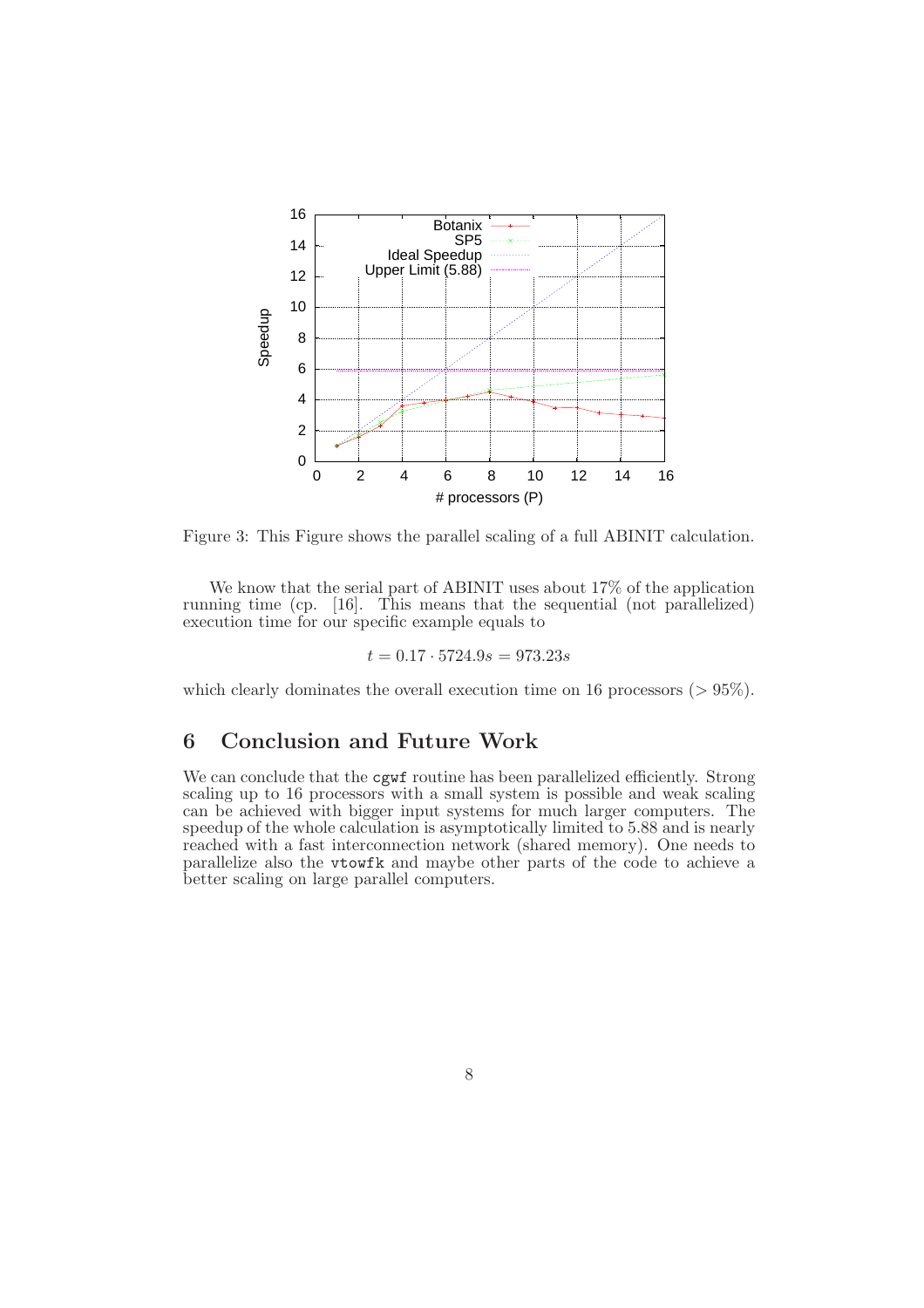Figure 3: This Figure shows the parallel scaling of a full ABINIT calculation.

We know that the serial part of ABINIT uses about 17% of the application running time (cp. [16]. This means that the sequential (not parallelized) execution time for our specific example equals to

$$t = 0.17 \cdot 5724.9s = 973.23s$$

which clearly dominates the overall execution time on 16 processors (> 95%).

## 6 Conclusion and Future Work

We can conclude that the `cgwf` routine has been parallelized efficiently. Strong scaling up to 16 processors with a small system is possible and weak scaling can be achieved with bigger input systems for much larger computers. The speedup of the whole calculation is asymptotically limited to 5.88 and is nearly reached with a fast interconnection network (shared memory). One needs to parallelize also the `vtowfk` and maybe other parts of the code to achieve a better scaling on large parallel computers.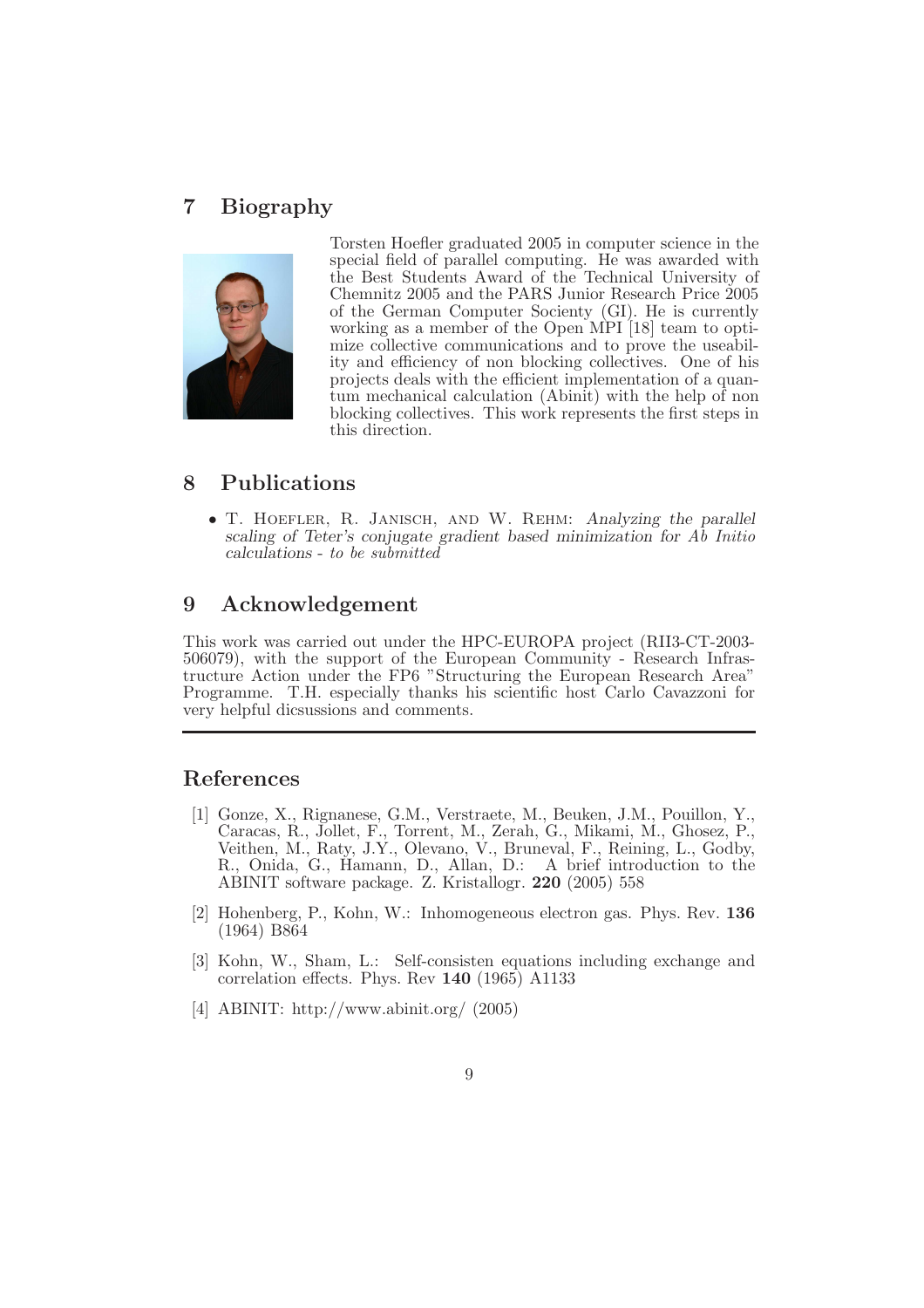## 7 Biography

Torsten Hoefler graduated 2005 in computer science in the special field of parallel computing. He was awarded with the Best Students Award of the Technical University of Chemnitz 2005 and the PARS Junior Research Price 2005 of the German Computer Socienty (GI). He is currently working as a member of the Open MPI [18] team to optimize collective communications and to prove the useability and efficiency of non blocking collectives. One of his projects deals with the efficient implementation of a quantum mechanical calculation (Abinit) with the help of non blocking collectives. This work represents the first steps in this direction.

## 8 Publications

- T. Hoefler, R. Janisch, and W. Rehm: *Analyzing the parallel scaling of Teter's conjugate gradient based minimization for Ab Initio calculations - to be submitted*

## 9 Acknowledgement

This work was carried out under the HPC-EUROPA project (RII3-CT-2003-506079), with the support of the European Community - Research Infrastructure Action under the FP6 "Structuring the European Research Area" Programme. T.H. especially thanks his scientific host Carlo Cavazzoni for very helpful dicsussions and comments.

---

## References

[1] Gonze, X., Rignanese, G.M., Verstraete, M., Beuken, J.M., Pouillon, Y., Caracas, R., Jollet, F., Torrent, M., Zerah, G., Mikami, M., Ghosez, P., Veithen, M., Raty, J.Y., Olevano, V., Bruneval, F., Reining, L., Godby, R., Onida, G., Hamann, D., Allan, D.: A brief introduction to the ABINIT software package. Z. Kristallogr. **220** (2005) 558

[2] Hohenberg, P., Kohn, W.: Inhomogeneous electron gas. Phys. Rev. **136** (1964) B864

[3] Kohn, W., Sham, L.: Self-consisten equations including exchange and correlation effects. Phys. Rev **140** (1965) A1133

[4] ABINIT: http://www.abinit.org/ (2005)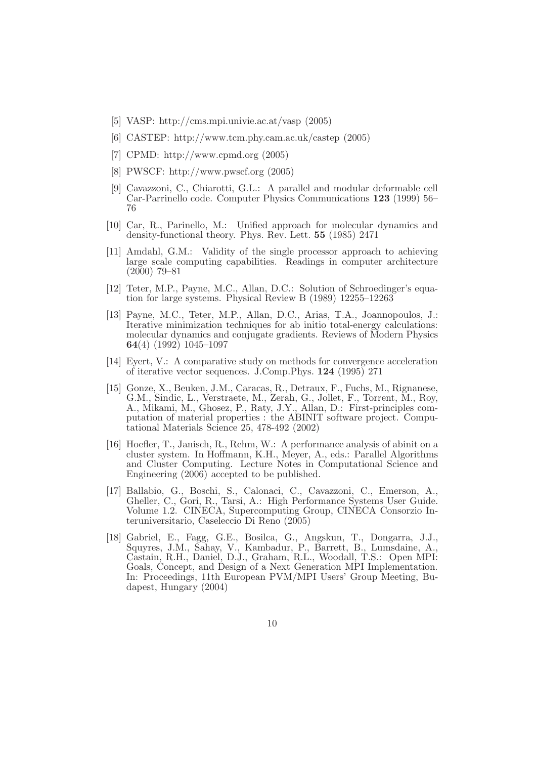[5] VASP: http://cms.mpi.univie.ac.at/vasp (2005)

[6] CASTEP: http://www.tcm.phy.cam.ac.uk/castep (2005)

[7] CPMD: http://www.cpmd.org (2005)

[8] PWSCF: http://www.pwscf.org (2005)

[9] Cavazzoni, C., Chiarotti, G.L.: A parallel and modular deformable cell Car-Parrinello code. Computer Physics Communications **123** (1999) 56–76

[10] Car, R., Parinello, M.: Unified approach for molecular dynamics and density-functional theory. Phys. Rev. Lett. **55** (1985) 2471

[11] Amdahl, G.M.: Validity of the single processor approach to achieving large scale computing capabilities. Readings in computer architecture (2000) 79–81

[12] Teter, M.P., Payne, M.C., Allan, D.C.: Solution of Schroedinger's equation for large systems. Physical Review B (1989) 12255–12263

[13] Payne, M.C., Teter, M.P., Allan, D.C., Arias, T.A., Joannopoulos, J.: Iterative minimization techniques for ab initio total-energy calculations: molecular dynamics and conjugate gradients. Reviews of Modern Physics **64**(4) (1992) 1045–1097

[14] Eyert, V.: A comparative study on methods for convergence acceleration of iterative vector sequences. J.Comp.Phys. **124** (1995) 271

[15] Gonze, X., Beuken, J.M., Caracas, R., Detraux, F., Fuchs, M., Rignanese, G.M., Sindic, L., Verstraete, M., Zerah, G., Jollet, F., Torrent, M., Roy, A., Mikami, M., Ghosez, P., Raty, J.Y., Allan, D.: First-principles computation of material properties : the ABINIT software project. Computational Materials Science 25, 478-492 (2002)

[16] Hoefler, T., Janisch, R., Rehm, W.: A performance analysis of abinit on a cluster system. In Hoffmann, K.H., Meyer, A., eds.: Parallel Algorithms and Cluster Computing. Lecture Notes in Computational Science and Engineering (2006) accepted to be published.

[17] Ballabio, G., Boschi, S., Calonaci, C., Cavazzoni, C., Emerson, A., Gheller, C., Gori, R., Tarsi, A.: High Performance Systems User Guide. Volume 1.2. CINECA, Supercomputing Group, CINECA Consorzio Interuniversitario, Caseleccio Di Reno (2005)

[18] Gabriel, E., Fagg, G.E., Bosilca, G., Angskun, T., Dongarra, J.J., Squyres, J.M., Sahay, V., Kambadur, P., Barrett, B., Lumsdaine, A., Castain, R.H., Daniel, D.J., Graham, R.L., Woodall, T.S.: Open MPI: Goals, Concept, and Design of a Next Generation MPI Implementation. In: Proceedings, 11th European PVM/MPI Users' Group Meeting, Budapest, Hungary (2004)